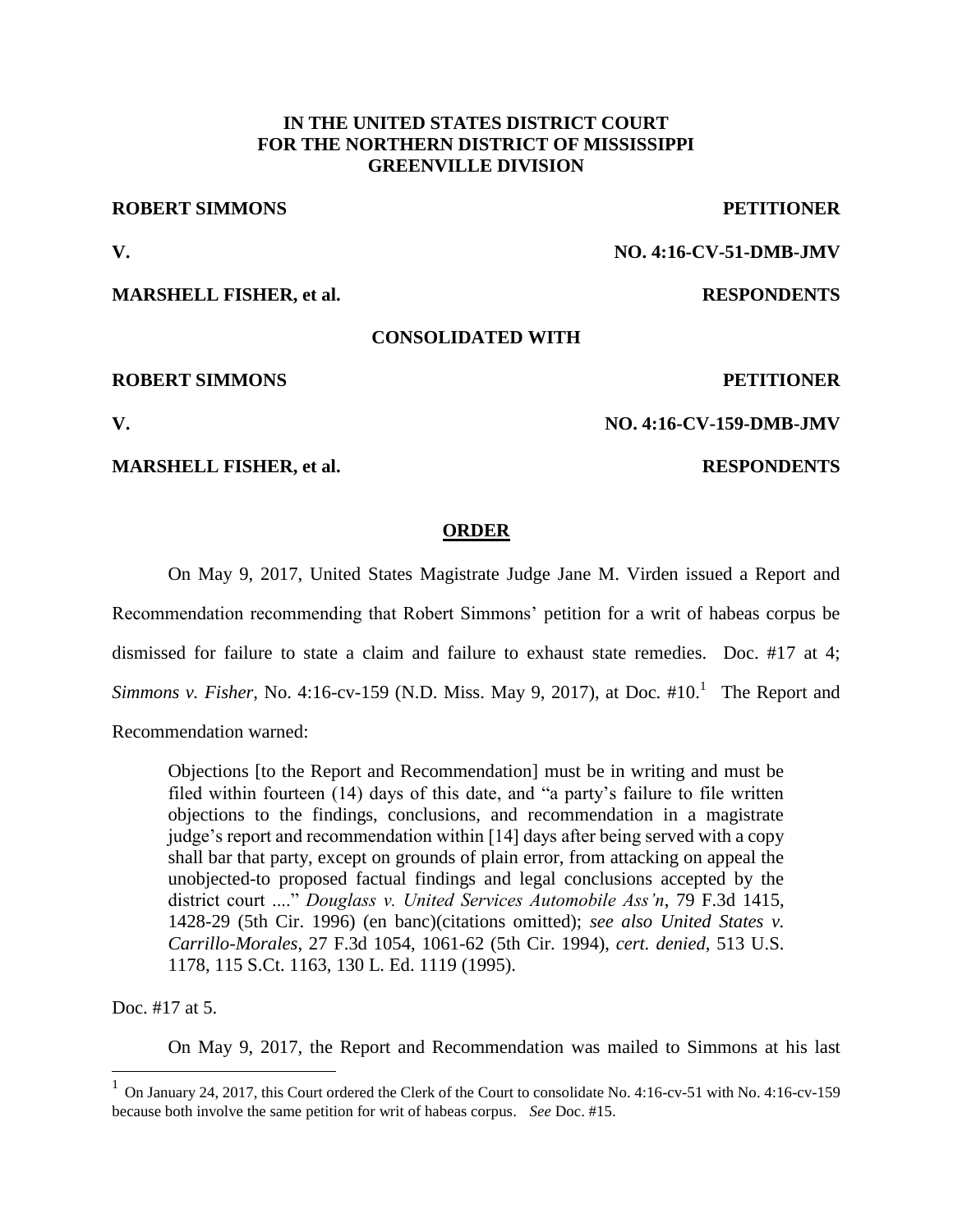**IN THE UNITED STATES DISTRICT COURT**
**FOR THE NORTHERN DISTRICT OF MISSISSIPPI**
**GREENVILLE DIVISION**

**ROBERT SIMMONS** **PETITIONER**

**V.** **NO. 4:16-CV-51-DMB-JMV**

**MARSHELL FISHER, et al.** **RESPONDENTS**

**CONSOLIDATED WITH**

**ROBERT SIMMONS** **PETITIONER**

**V.** **NO. 4:16-CV-159-DMB-JMV**

**MARSHELL FISHER, et al.** **RESPONDENTS**

## ORDER

On May 9, 2017, United States Magistrate Judge Jane M. Virden issued a Report and Recommendation recommending that Robert Simmons' petition for a writ of habeas corpus be dismissed for failure to state a claim and failure to exhaust state remedies. Doc. #17 at 4; *Simmons v. Fisher*, No. 4:16-cv-159 (N.D. Miss. May 9, 2017), at Doc. #10.[1] The Report and Recommendation warned:

> Objections [to the Report and Recommendation] must be in writing and must be filed within fourteen (14) days of this date, and "a party's failure to file written objections to the findings, conclusions, and recommendation in a magistrate judge's report and recommendation within [14] days after being served with a copy shall bar that party, except on grounds of plain error, from attacking on appeal the unobjected-to proposed factual findings and legal conclusions accepted by the district court ...." *Douglass v. United Services Automobile Ass'n*, 79 F.3d 1415, 1428-29 (5th Cir. 1996) (en banc)(citations omitted); *see also United States v. Carrillo-Morales*, 27 F.3d 1054, 1061-62 (5th Cir. 1994), *cert. denied*, 513 U.S. 1178, 115 S.Ct. 1163, 130 L. Ed. 1119 (1995).

Doc. #17 at 5.

On May 9, 2017, the Report and Recommendation was mailed to Simmons at his last

---

[1] On January 24, 2017, this Court ordered the Clerk of the Court to consolidate No. 4:16-cv-51 with No. 4:16-cv-159 because both involve the same petition for writ of habeas corpus. *See* Doc. #15.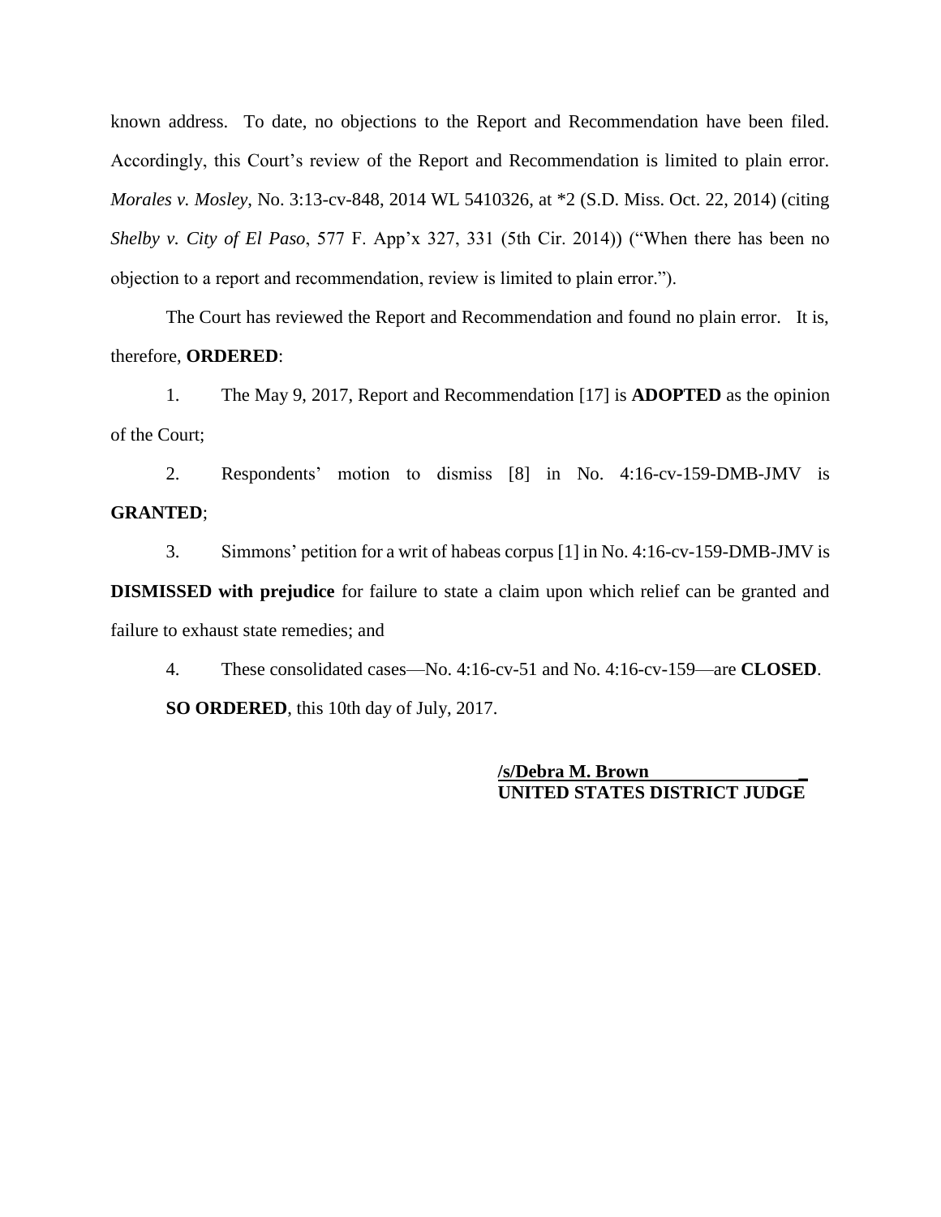known address. To date, no objections to the Report and Recommendation have been filed. Accordingly, this Court's review of the Report and Recommendation is limited to plain error. *Morales v. Mosley*, No. 3:13-cv-848, 2014 WL 5410326, at *2 (S.D. Miss. Oct. 22, 2014) (citing *Shelby v. City of El Paso*, 577 F. App'x 327, 331 (5th Cir. 2014)) ("When there has been no objection to a report and recommendation, review is limited to plain error.").

The Court has reviewed the Report and Recommendation and found no plain error. It is, therefore, **ORDERED**:

1. The May 9, 2017, Report and Recommendation [17] is **ADOPTED** as the opinion of the Court;

2. Respondents' motion to dismiss [8] in No. 4:16-cv-159-DMB-JMV is **GRANTED**;

3. Simmons' petition for a writ of habeas corpus [1] in No. 4:16-cv-159-DMB-JMV is **DISMISSED with prejudice** for failure to state a claim upon which relief can be granted and failure to exhaust state remedies; and

4. These consolidated cases—No. 4:16-cv-51 and No. 4:16-cv-159—are **CLOSED**.

**SO ORDERED**, this 10th day of July, 2017.

**/s/Debra M. Brown**
**UNITED STATES DISTRICT JUDGE**